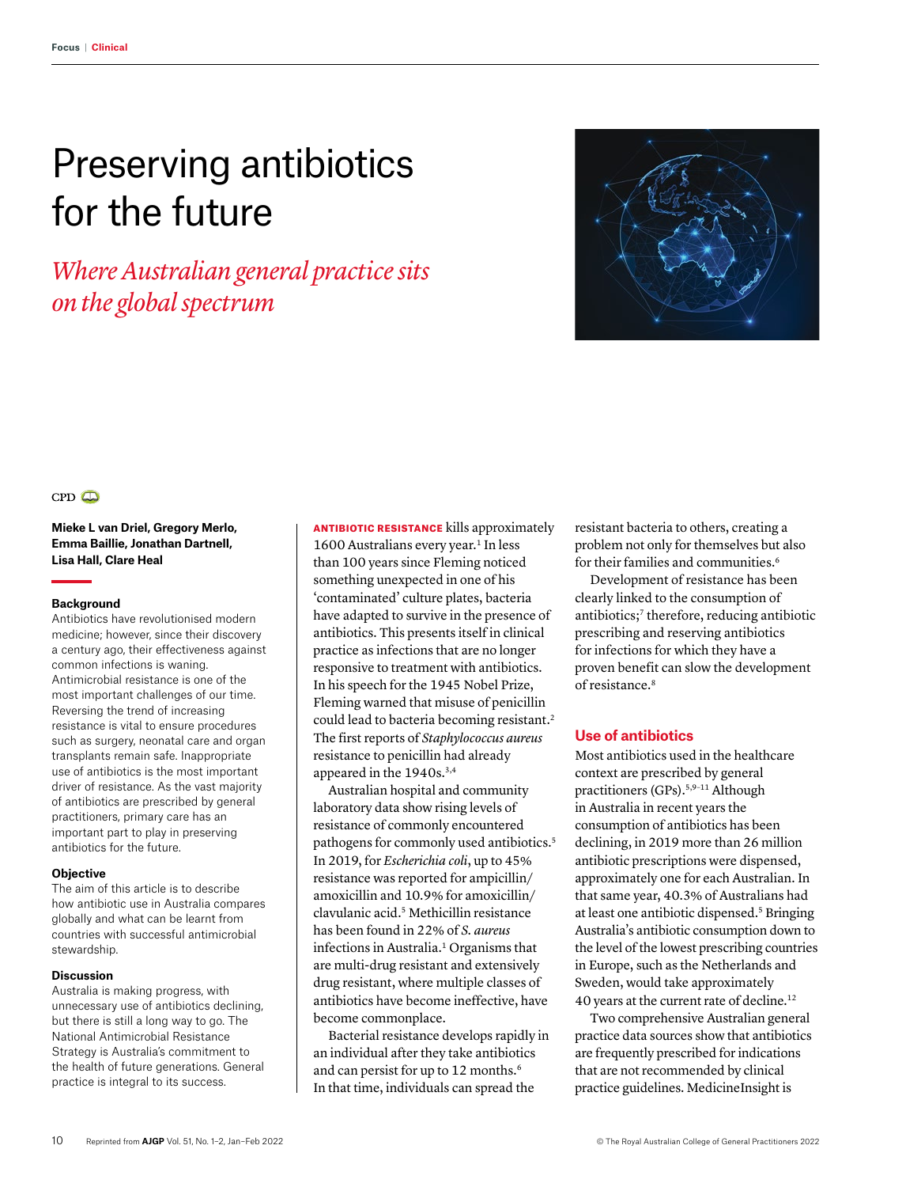Focus | Clinical

# Preserving antibiotics for the future

## *Where Australian general practice sits on the global spectrum*

CPD

**Mieke L van Driel, Gregory Merlo, Emma Baillie, Jonathan Dartnell, Lisa Hall, Clare Heal**

### Background

Antibiotics have revolutionised modern medicine; however, since their discovery a century ago, their effectiveness against common infections is waning. Antimicrobial resistance is one of the most important challenges of our time. Reversing the trend of increasing resistance is vital to ensure procedures such as surgery, neonatal care and organ transplants remain safe. Inappropriate use of antibiotics is the most important driver of resistance. As the vast majority of antibiotics are prescribed by general practitioners, primary care has an important part to play in preserving antibiotics for the future.

### Objective

The aim of this article is to describe how antibiotic use in Australia compares globally and what can be learnt from countries with successful antimicrobial stewardship.

### Discussion

Australia is making progress, with unnecessary use of antibiotics declining, but there is still a long way to go. The National Antimicrobial Resistance Strategy is Australia's commitment to the health of future generations. General practice is integral to its success.

**ANTIBIOTIC RESISTANCE** kills approximately 1600 Australians every year.[1] In less than 100 years since Fleming noticed something unexpected in one of his 'contaminated' culture plates, bacteria have adapted to survive in the presence of antibiotics. This presents itself in clinical practice as infections that are no longer responsive to treatment with antibiotics. In his speech for the 1945 Nobel Prize, Fleming warned that misuse of penicillin could lead to bacteria becoming resistant.[2] The first reports of *Staphylococcus aureus* resistance to penicillin had already appeared in the 1940s.[3,4]

Australian hospital and community laboratory data show rising levels of resistance of commonly encountered pathogens for commonly used antibiotics.[5] In 2019, for *Escherichia coli*, up to 45% resistance was reported for ampicillin/amoxicillin and 10.9% for amoxicillin/clavulanic acid.[5] Methicillin resistance has been found in 22% of *S. aureus* infections in Australia.[1] Organisms that are multi-drug resistant and extensively drug resistant, where multiple classes of antibiotics have become ineffective, have become commonplace.

Bacterial resistance develops rapidly in an individual after they take antibiotics and can persist for up to 12 months.[6] In that time, individuals can spread the resistant bacteria to others, creating a problem not only for themselves but also for their families and communities.[6]

Development of resistance has been clearly linked to the consumption of antibiotics;[7] therefore, reducing antibiotic prescribing and reserving antibiotics for infections for which they have a proven benefit can slow the development of resistance.[8]

## Use of antibiotics

Most antibiotics used in the healthcare context are prescribed by general practitioners (GPs).[5,9–11] Although in Australia in recent years the consumption of antibiotics has been declining, in 2019 more than 26 million antibiotic prescriptions were dispensed, approximately one for each Australian. In that same year, 40.3% of Australians had at least one antibiotic dispensed.[5] Bringing Australia's antibiotic consumption down to the level of the lowest prescribing countries in Europe, such as the Netherlands and Sweden, would take approximately 40 years at the current rate of decline.[12]

Two comprehensive Australian general practice data sources show that antibiotics are frequently prescribed for indications that are not recommended by clinical practice guidelines. MedicineInsight is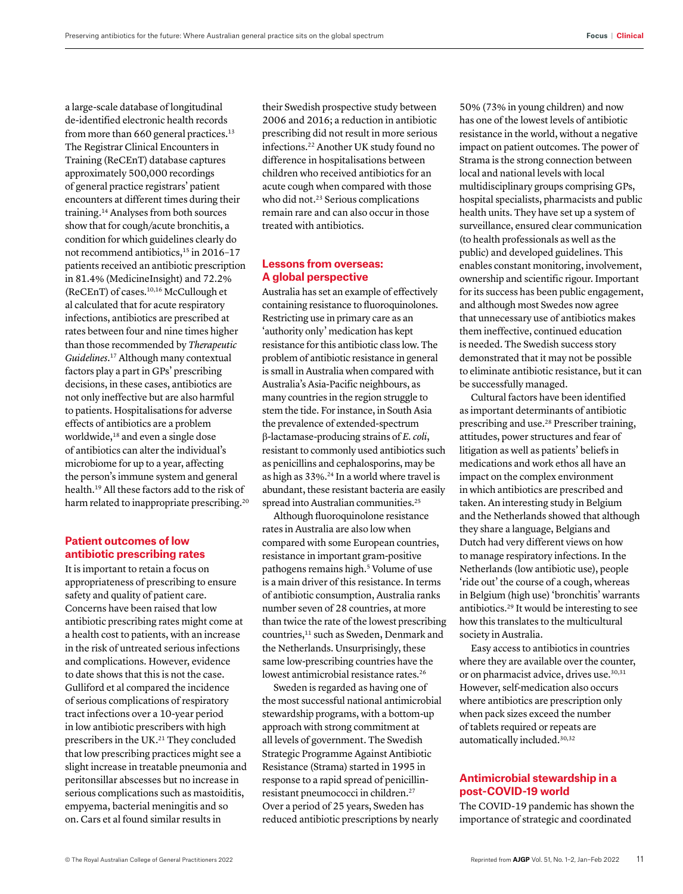a large-scale database of longitudinal de-identified electronic health records from more than 660 general practices.[13] The Registrar Clinical Encounters in Training (ReCEnT) database captures approximately 500,000 recordings of general practice registrars' patient encounters at different times during their training.[14] Analyses from both sources show that for cough/acute bronchitis, a condition for which guidelines clearly do not recommend antibiotics,[15] in 2016–17 patients received an antibiotic prescription in 81.4% (MedicineInsight) and 72.2% (ReCEnT) of cases.[10,16] McCullough et al calculated that for acute respiratory infections, antibiotics are prescribed at rates between four and nine times higher than those recommended by *Therapeutic Guidelines*.[17] Although many contextual factors play a part in GPs' prescribing decisions, in these cases, antibiotics are not only ineffective but are also harmful to patients. Hospitalisations for adverse effects of antibiotics are a problem worldwide,[18] and even a single dose of antibiotics can alter the individual's microbiome for up to a year, affecting the person's immune system and general health.[19] All these factors add to the risk of harm related to inappropriate prescribing.[20]

## Patient outcomes of low antibiotic prescribing rates

It is important to retain a focus on appropriateness of prescribing to ensure safety and quality of patient care. Concerns have been raised that low antibiotic prescribing rates might come at a health cost to patients, with an increase in the risk of untreated serious infections and complications. However, evidence to date shows that this is not the case. Gulliford et al compared the incidence of serious complications of respiratory tract infections over a 10-year period in low antibiotic prescribers with high prescribers in the UK.[21] They concluded that low prescribing practices might see a slight increase in treatable pneumonia and peritonsillar abscesses but no increase in serious complications such as mastoiditis, empyema, bacterial meningitis and so on. Cars et al found similar results in their Swedish prospective study between 2006 and 2016; a reduction in antibiotic prescribing did not result in more serious infections.[22] Another UK study found no difference in hospitalisations between children who received antibiotics for an acute cough when compared with those who did not.[23] Serious complications remain rare and can also occur in those treated with antibiotics.

## Lessons from overseas: A global perspective

Australia has set an example of effectively containing resistance to fluoroquinolones. Restricting use in primary care as an 'authority only' medication has kept resistance for this antibiotic class low. The problem of antibiotic resistance in general is small in Australia when compared with Australia's Asia-Pacific neighbours, as many countries in the region struggle to stem the tide. For instance, in South Asia the prevalence of extended-spectrum β-lactamase-producing strains of *E. coli*, resistant to commonly used antibiotics such as penicillins and cephalosporins, may be as high as 33%.[24] In a world where travel is abundant, these resistant bacteria are easily spread into Australian communities.[25]

Although fluoroquinolone resistance rates in Australia are also low when compared with some European countries, resistance in important gram-positive pathogens remains high.[5] Volume of use is a main driver of this resistance. In terms of antibiotic consumption, Australia ranks number seven of 28 countries, at more than twice the rate of the lowest prescribing countries,[11] such as Sweden, Denmark and the Netherlands. Unsurprisingly, these same low-prescribing countries have the lowest antimicrobial resistance rates.[26]

Sweden is regarded as having one of the most successful national antimicrobial stewardship programs, with a bottom-up approach with strong commitment at all levels of government. The Swedish Strategic Programme Against Antibiotic Resistance (Strama) started in 1995 in response to a rapid spread of penicillin-resistant pneumococci in children.[27] Over a period of 25 years, Sweden has reduced antibiotic prescriptions by nearly 50% (73% in young children) and now has one of the lowest levels of antibiotic resistance in the world, without a negative impact on patient outcomes. The power of Strama is the strong connection between local and national levels with local multidisciplinary groups comprising GPs, hospital specialists, pharmacists and public health units. They have set up a system of surveillance, ensured clear communication (to health professionals as well as the public) and developed guidelines. This enables constant monitoring, involvement, ownership and scientific rigour. Important for its success has been public engagement, and although most Swedes now agree that unnecessary use of antibiotics makes them ineffective, continued education is needed. The Swedish success story demonstrated that it may not be possible to eliminate antibiotic resistance, but it can be successfully managed.

Cultural factors have been identified as important determinants of antibiotic prescribing and use.[28] Prescriber training, attitudes, power structures and fear of litigation as well as patients' beliefs in medications and work ethos all have an impact on the complex environment in which antibiotics are prescribed and taken. An interesting study in Belgium and the Netherlands showed that although they share a language, Belgians and Dutch had very different views on how to manage respiratory infections. In the Netherlands (low antibiotic use), people 'ride out' the course of a cough, whereas in Belgium (high use) 'bronchitis' warrants antibiotics.[29] It would be interesting to see how this translates to the multicultural society in Australia.

Easy access to antibiotics in countries where they are available over the counter, or on pharmacist advice, drives use.[30,31] However, self-medication also occurs where antibiotics are prescription only when pack sizes exceed the number of tablets required or repeats are automatically included.[30,32]

## Antimicrobial stewardship in a post-COVID-19 world

The COVID-19 pandemic has shown the importance of strategic and coordinated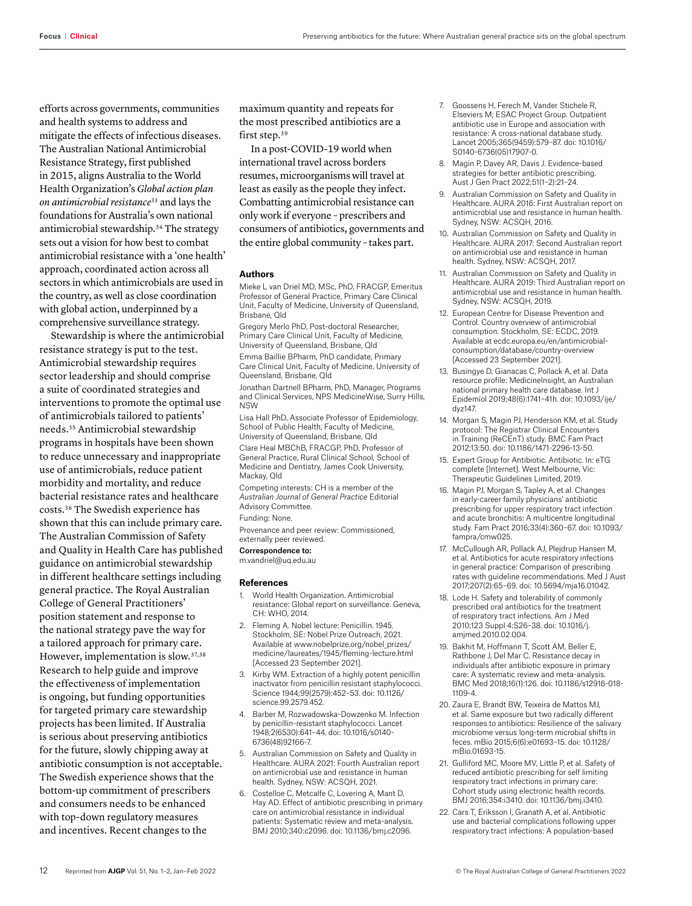efforts across governments, communities and health systems to address and mitigate the effects of infectious diseases. The Australian National Antimicrobial Resistance Strategy, first published in 2015, aligns Australia to the World Health Organization's *Global action plan on antimicrobial resistance*[33] and lays the foundations for Australia's own national antimicrobial stewardship.[34] The strategy sets out a vision for how best to combat antimicrobial resistance with a 'one health' approach, coordinated action across all sectors in which antimicrobials are used in the country, as well as close coordination with global action, underpinned by a comprehensive surveillance strategy.

Stewardship is where the antimicrobial resistance strategy is put to the test. Antimicrobial stewardship requires sector leadership and should comprise a suite of coordinated strategies and interventions to promote the optimal use of antimicrobials tailored to patients' needs.[35] Antimicrobial stewardship programs in hospitals have been shown to reduce unnecessary and inappropriate use of antimicrobials, reduce patient morbidity and mortality, and reduce bacterial resistance rates and healthcare costs.[36] The Swedish experience has shown that this can include primary care. The Australian Commission of Safety and Quality in Health Care has published guidance on antimicrobial stewardship in different healthcare settings including general practice. The Royal Australian College of General Practitioners' position statement and response to the national strategy pave the way for a tailored approach for primary care. However, implementation is slow.[37,38] Research to help guide and improve the effectiveness of implementation is ongoing, but funding opportunities for targeted primary care stewardship projects has been limited. If Australia is serious about preserving antibiotics for the future, slowly chipping away at antibiotic consumption is not acceptable. The Swedish experience shows that the bottom-up commitment of prescribers and consumers needs to be enhanced with top-down regulatory measures and incentives. Recent changes to the maximum quantity and repeats for the most prescribed antibiotics are a first step.[39]

In a post-COVID-19 world when international travel across borders resumes, microorganisms will travel at least as easily as the people they infect. Combatting antimicrobial resistance can only work if everyone – prescribers and consumers of antibiotics, governments and the entire global community – takes part.

#### Authors

Mieke L van Driel MD, MSc, PhD, FRACGP, Emeritus Professor of General Practice, Primary Care Clinical Unit, Faculty of Medicine, University of Queensland, Brisbane, Qld

Gregory Merlo PhD, Post-doctoral Researcher, Primary Care Clinical Unit, Faculty of Medicine, University of Queensland, Brisbane, Qld

Emma Baillie BPharm, PhD candidate, Primary Care Clinical Unit, Faculty of Medicine, University of Queensland, Brisbane, Qld

Jonathan Dartnell BPharm, PhD, Manager, Programs and Clinical Services, NPS MedicineWise, Surry Hills, NSW

Lisa Hall PhD, Associate Professor of Epidemiology, School of Public Health, Faculty of Medicine, University of Queensland, Brisbane, Qld

Clare Heal MBChB, FRACGP, PhD, Professor of General Practice, Rural Clinical School, School of Medicine and Dentistry, James Cook University, Mackay, Qld

Competing interests: CH is a member of the *Australian Journal of General Practice* Editorial Advisory Committee.

Funding: None.

Provenance and peer review: Commissioned, externally peer reviewed.

**Correspondence to:**
m.vandriel@uq.edu.au

#### References

1. World Health Organization. Antimicrobial resistance: Global report on surveillance. Geneva, CH: WHO, 2014.
2. Fleming A. Nobel lecture: Penicillin. 1945. Stockholm, SE: Nobel Prize Outreach, 2021. Available at www.nobelprize.org/nobel_prizes/medicine/laureates/1945/fleming-lecture.html [Accessed 23 September 2021].
3. Kirby WM. Extraction of a highly potent penicillin inactivator from penicillin resistant staphylococci. Science 1944;99(2579):452–53. doi: 10.1126/science.99.2579.452.
4. Barber M, Rozwadowska-Dowzenko M. Infection by penicillin-resistant staphylococci. Lancet 1948;2(6530):641–44. doi: 10.1016/s0140-6736(48)92166-7.
5. Australian Commission on Safety and Quality in Healthcare. AURA 2021: Fourth Australian report on antimicrobial use and resistance in human health. Sydney, NSW: ACSQH, 2021.
6. Costelloe C, Metcalfe C, Lovering A, Mant D, Hay AD. Effect of antibiotic prescribing in primary care on antimicrobial resistance in individual patients: Systematic review and meta-analysis. BMJ 2010;340:c2096. doi: 10.1136/bmj.c2096.
7. Goossens H, Ferech M, Vander Stichele R, Elseviers M; ESAC Project Group. Outpatient antibiotic use in Europe and association with resistance: A cross-national database study. Lancet 2005;365(9459):579–87. doi: 10.1016/S0140-6736(05)17907-0.
8. Magin P, Davey AR, Davis J. Evidence-based strategies for better antibiotic prescribing. Aust J Gen Pract 2022;51(1–2):21–24.
9. Australian Commission on Safety and Quality in Healthcare. AURA 2016: First Australian report on antimicrobial use and resistance in human health. Sydney, NSW: ACSQH, 2016.
10. Australian Commission on Safety and Quality in Healthcare. AURA 2017: Second Australian report on antimicrobial use and resistance in human health. Sydney, NSW: ACSQH, 2017.
11. Australian Commission on Safety and Quality in Healthcare. AURA 2019: Third Australian report on antimicrobial use and resistance in human health. Sydney, NSW: ACSQH, 2019.
12. European Centre for Disease Prevention and Control. Country overview of antimicrobial consumption. Stockholm, SE: ECDC, 2019. Available at ecdc.europa.eu/en/antimicrobial-consumption/database/country-overview [Accessed 23 September 2021].
13. Busingye D, Gianacas C, Pollack A, et al. Data resource profile: MedicineInsight, an Australian national primary health care database. Int J Epidemiol 2019;48(6):1741–41h. doi: 10.1093/ije/dyz147.
14. Morgan S, Magin PJ, Henderson KM, et al. Study protocol: The Registrar Clinical Encounters in Training (ReCEnT) study. BMC Fam Pract 2012;13:50. doi: 10.1186/1471-2296-13-50.
15. Expert Group for Antibiotic. Antibiotic. In: eTG complete [Internet]. West Melbourne, Vic: Therapeutic Guidelines Limited, 2019.
16. Magin PJ, Morgan S, Tapley A, et al. Changes in early-career family physicians' antibiotic prescribing for upper respiratory tract infection and acute bronchitis: A multicentre longitudinal study. Fam Pract 2016;33(4):360–67. doi: 10.1093/fampra/cmw025.
17. McCullough AR, Pollack AJ, Plejdrup Hansen M, et al. Antibiotics for acute respiratory infections in general practice: Comparison of prescribing rates with guideline recommendations. Med J Aust 2017;207(2):65–69. doi: 10.5694/mja16.01042.
18. Lode H. Safety and tolerability of commonly prescribed oral antibiotics for the treatment of respiratory tract infections. Am J Med 2010;123 Suppl 4:S26–38. doi: 10.1016/j.amjmed.2010.02.004.
19. Bakhit M, Hoffmann T, Scott AM, Beller E, Rathbone J, Del Mar C. Resistance decay in individuals after antibiotic exposure in primary care: A systematic review and meta-analysis. BMC Med 2018;16(1):126. doi: 10.1186/s12916-018-1109-4.
20. Zaura E, Brandt BW, Teixeira de Mattos MJ, et al. Same exposure but two radically different responses to antibiotics: Resilience of the salivary microbiome versus long-term microbial shifts in feces. mBio 2015;6(6):e01693–15. doi: 10.1128/mBio.01693-15.
21. Gulliford MC, Moore MV, Little P, et al. Safety of reduced antibiotic prescribing for self limiting respiratory tract infections in primary care: Cohort study using electronic health records. BMJ 2016;354:i3410. doi: 10.1136/bmj.i3410.
22. Cars T, Eriksson I, Granath A, et al. Antibiotic use and bacterial complications following upper respiratory tract infections: A population-based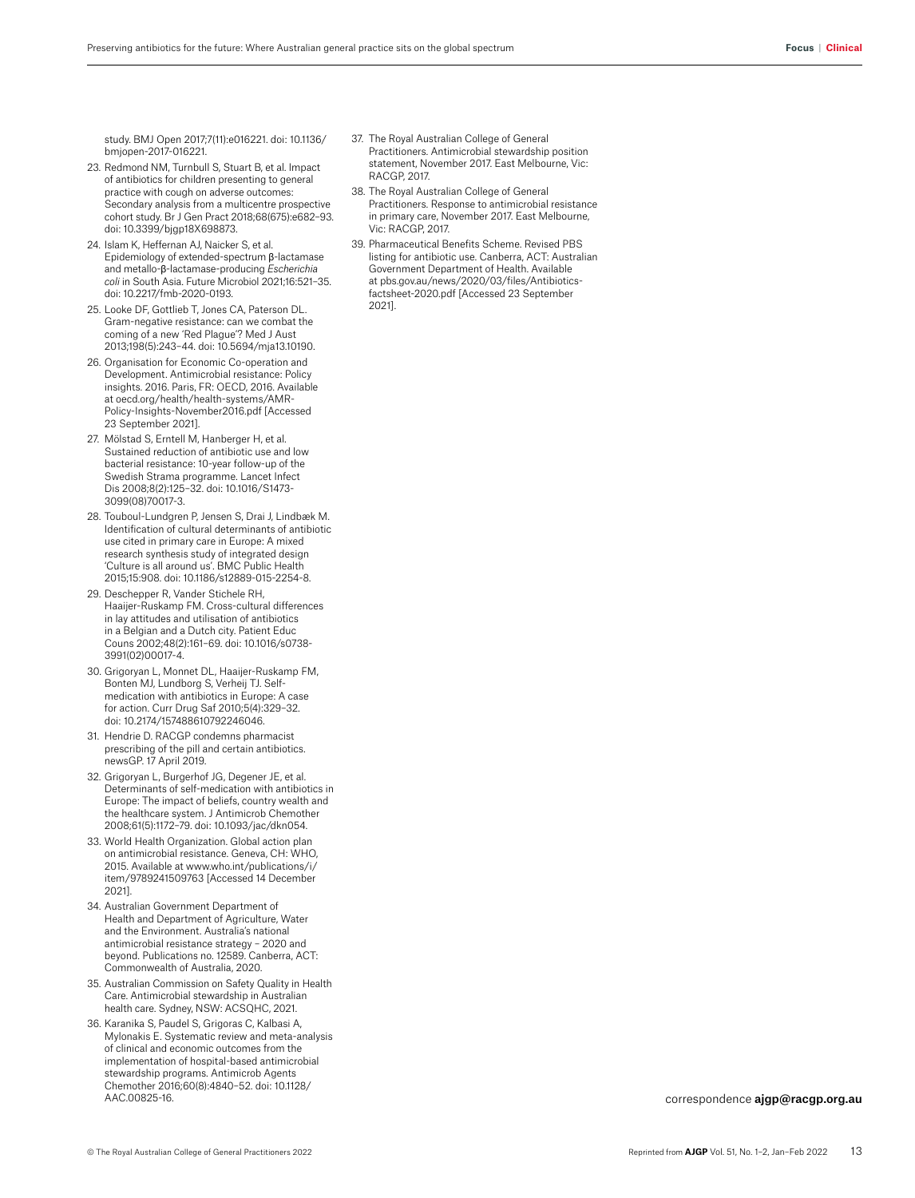study. BMJ Open 2017;7(11):e016221. doi: 10.1136/bmjopen-2017-016221.

23. Redmond NM, Turnbull S, Stuart B, et al. Impact of antibiotics for children presenting to general practice with cough on adverse outcomes: Secondary analysis from a multicentre prospective cohort study. Br J Gen Pract 2018;68(675):e682–93. doi: 10.3399/bjgp18X698873.
24. Islam K, Heffernan AJ, Naicker S, et al. Epidemiology of extended-spectrum β-lactamase and metallo-β-lactamase-producing *Escherichia coli* in South Asia. Future Microbiol 2021;16:521–35. doi: 10.2217/fmb-2020-0193.
25. Looke DF, Gottlieb T, Jones CA, Paterson DL. Gram-negative resistance: can we combat the coming of a new 'Red Plague'? Med J Aust 2013;198(5):243–44. doi: 10.5694/mja13.10190.
26. Organisation for Economic Co-operation and Development. Antimicrobial resistance: Policy insights. 2016. Paris, FR: OECD, 2016. Available at oecd.org/health/health-systems/AMR-Policy-Insights-November2016.pdf [Accessed 23 September 2021].
27. Mölstad S, Erntell M, Hanberger H, et al. Sustained reduction of antibiotic use and low bacterial resistance: 10-year follow-up of the Swedish Strama programme. Lancet Infect Dis 2008;8(2):125–32. doi: 10.1016/S1473-3099(08)70017-3.
28. Touboul-Lundgren P, Jensen S, Drai J, Lindbæk M. Identification of cultural determinants of antibiotic use cited in primary care in Europe: A mixed research synthesis study of integrated design 'Culture is all around us'. BMC Public Health 2015;15:908. doi: 10.1186/s12889-015-2254-8.
29. Deschepper R, Vander Stichele RH, Haaijer-Ruskamp FM. Cross-cultural differences in lay attitudes and utilisation of antibiotics in a Belgian and a Dutch city. Patient Educ Couns 2002;48(2):161–69. doi: 10.1016/s0738-3991(02)00017-4.
30. Grigoryan L, Monnet DL, Haaijer-Ruskamp FM, Bonten MJ, Lundborg S, Verheij TJ. Self-medication with antibiotics in Europe: A case for action. Curr Drug Saf 2010;5(4):329–32. doi: 10.2174/157488610792246046.
31. Hendrie D. RACGP condemns pharmacist prescribing of the pill and certain antibiotics. newsGP. 17 April 2019.
32. Grigoryan L, Burgerhof JG, Degener JE, et al. Determinants of self-medication with antibiotics in Europe: The impact of beliefs, country wealth and the healthcare system. J Antimicrob Chemother 2008;61(5):1172–79. doi: 10.1093/jac/dkn054.
33. World Health Organization. Global action plan on antimicrobial resistance. Geneva, CH: WHO, 2015. Available at www.who.int/publications/i/item/9789241509763 [Accessed 14 December 2021].
34. Australian Government Department of Health and Department of Agriculture, Water and the Environment. Australia's national antimicrobial resistance strategy – 2020 and beyond. Publications no. 12589. Canberra, ACT: Commonwealth of Australia, 2020.
35. Australian Commission on Safety Quality in Health Care. Antimicrobial stewardship in Australian health care. Sydney, NSW: ACSQHC, 2021.
36. Karanika S, Paudel S, Grigoras C, Kalbasi A, Mylonakis E. Systematic review and meta-analysis of clinical and economic outcomes from the implementation of hospital-based antimicrobial stewardship programs. Antimicrob Agents Chemother 2016;60(8):4840–52. doi: 10.1128/AAC.00825-16.
37. The Royal Australian College of General Practitioners. Antimicrobial stewardship position statement, November 2017. East Melbourne, Vic: RACGP, 2017.
38. The Royal Australian College of General Practitioners. Response to antimicrobial resistance in primary care, November 2017. East Melbourne, Vic: RACGP, 2017.
39. Pharmaceutical Benefits Scheme. Revised PBS listing for antibiotic use. Canberra, ACT: Australian Government Department of Health. Available at pbs.gov.au/news/2020/03/files/Antibiotics-factsheet-2020.pdf [Accessed 23 September 2021].

correspondence **ajgp@racgp.org.au**